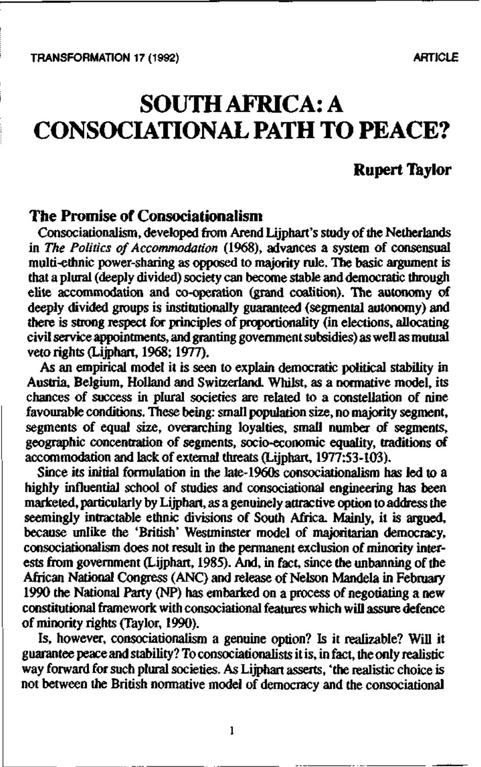# SOUTH AFRICA: A CONSOCIATIONAL PATH TO PEACE?

**Rupert Taylor**

## The Promise of Consociationalism

Consociationalism, developed from Arend Lijphart's study of the Netherlands in *The Politics of Accommodation* (1968), advances a system of consensual multi-ethnic power-sharing as opposed to majority rule. The basic argument is that a plural (deeply divided) society can become stable and democratic through elite accommodation and co-operation (grand coalition). The autonomy of deeply divided groups is institutionally guaranteed (segmental autonomy) and there is strong respect for principles of proportionality (in elections, allocating civil service appointments, and granting government subsidies) as well as mutual veto rights (Lijphart, 1968; 1977).

As an empirical model it is seen to explain democratic political stability in Austria, Belgium, Holland and Switzerland. Whilst, as a normative model, its chances of success in plural societies are related to a constellation of nine favourable conditions. These being: small population size, no majority segment, segments of equal size, overarching loyalties, small number of segments, geographic concentration of segments, socio-economic equality, traditions of accommodation and lack of external threats (Lijphart, 1977:53-103).

Since its initial formulation in the late-1960s consociationalism has led to a highly influential school of studies and consociational engineering has been marketed, particularly by Lijphart, as a genuinely attractive option to address the seemingly intractable ethnic divisions of South Africa. Mainly, it is argued, because unlike the 'British' Westminster model of majoritarian democracy, consociationalism does not result in the permanent exclusion of minority interests from government (Lijphart, 1985). And, in fact, since the unbanning of the African National Congress (ANC) and release of Nelson Mandela in February 1990 the National Party (NP) has embarked on a process of negotiating a new constitutional framework with consociational features which will assure defence of minority rights (Taylor, 1990).

Is, however, consociationalism a genuine option? Is it realizable? Will it guarantee peace and stability? To consociationalists it is, in fact, the only realistic way forward for such plural societies. As Lijphart asserts, 'the realistic choice is not between the British normative model of democracy and the consociational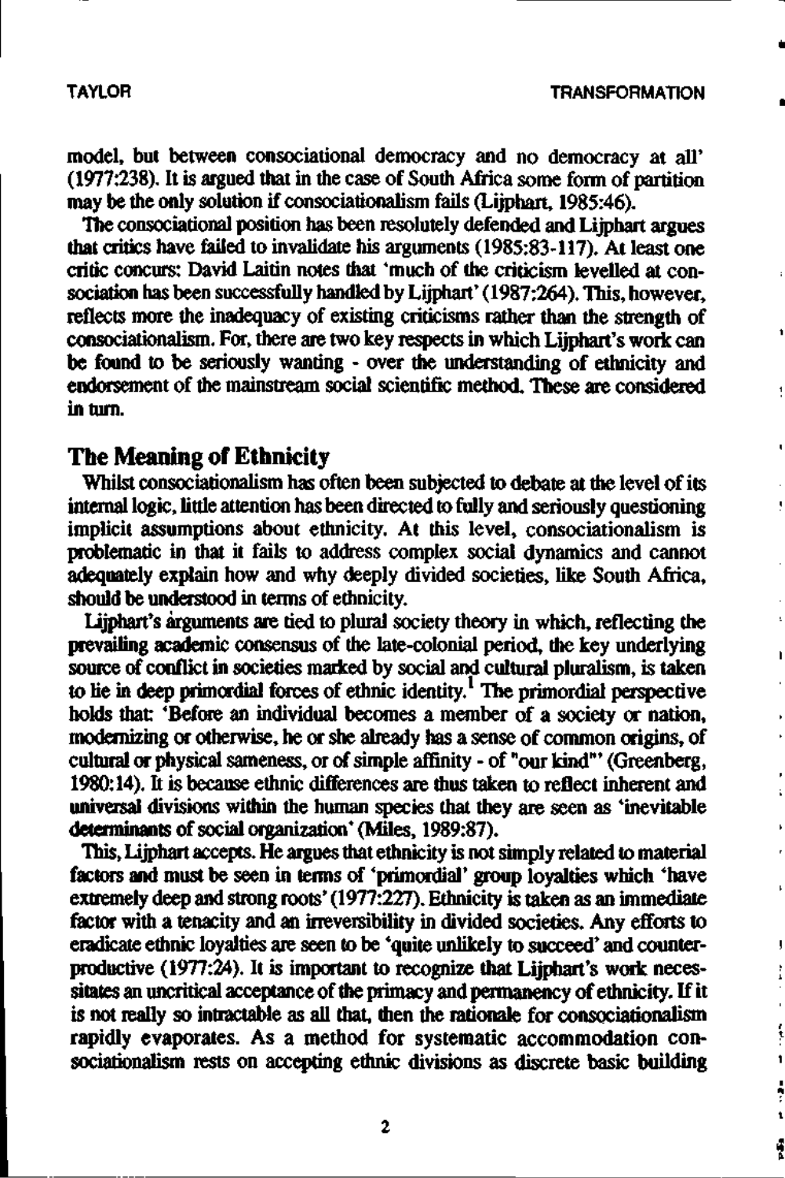model, but between consociational democracy and no democracy at all' (1977:238). It is argued that in the case of South Africa some form of partition may be the only solution if consociationalism fails (Lijphart, 1985:46).

The consociational position has been resolutely defended and Lijphart argues that critics have failed to invalidate his arguments (1985:83-117). At least one critic concurs: David Laitin notes that 'much of the criticism levelled at consociation has been successfully handled by Lijphart' (1987:264). This, however, reflects more the inadequacy of existing criticisms rather than the strength of consociationalism. For, there are two key respects in which Lijphart's work can be found to be seriously wanting - over the understanding of ethnicity and endorsement of the mainstream social scientific method. These are considered in turn.

## The Meaning of Ethnicity

Whilst consociationalism has often been subjected to debate at the level of its internal logic, little attention has been directed to fully and seriously questioning implicit assumptions about ethnicity. At this level, consociationalism is problematic in that it fails to address complex social dynamics and cannot adequately explain how and why deeply divided societies, like South Africa, should be understood in terms of ethnicity.

Lijphart's arguments are tied to plural society theory in which, reflecting the prevailing academic consensus of the late-colonial period, the key underlying source of conflict in societies marked by social and cultural pluralism, is taken to lie in deep primordial forces of ethnic identity.[1] The primordial perspective holds that: 'Before an individual becomes a member of a society or nation, modernizing or otherwise, he or she already has a sense of common origins, of cultural or physical sameness, or of simple affinity - of "our kind"' (Greenberg, 1980:14). It is because ethnic differences are thus taken to reflect inherent and universal divisions within the human species that they are seen as 'inevitable determinants of social organization' (Miles, 1989:87).

This, Lijphart accepts. He argues that ethnicity is not simply related to material factors and must be seen in terms of 'primordial' group loyalties which 'have extremely deep and strong roots' (1977:227). Ethnicity is taken as an immediate factor with a tenacity and an irreversibility in divided societies. Any efforts to eradicate ethnic loyalties are seen to be 'quite unlikely to succeed' and counter-productive (1977:24). It is important to recognize that Lijphart's work necessitates an uncritical acceptance of the primacy and permanency of ethnicity. If it is not really so intractable as all that, then the rationale for consociationalism rapidly evaporates. As a method for systematic accommodation consociationalism rests on accepting ethnic divisions as discrete basic building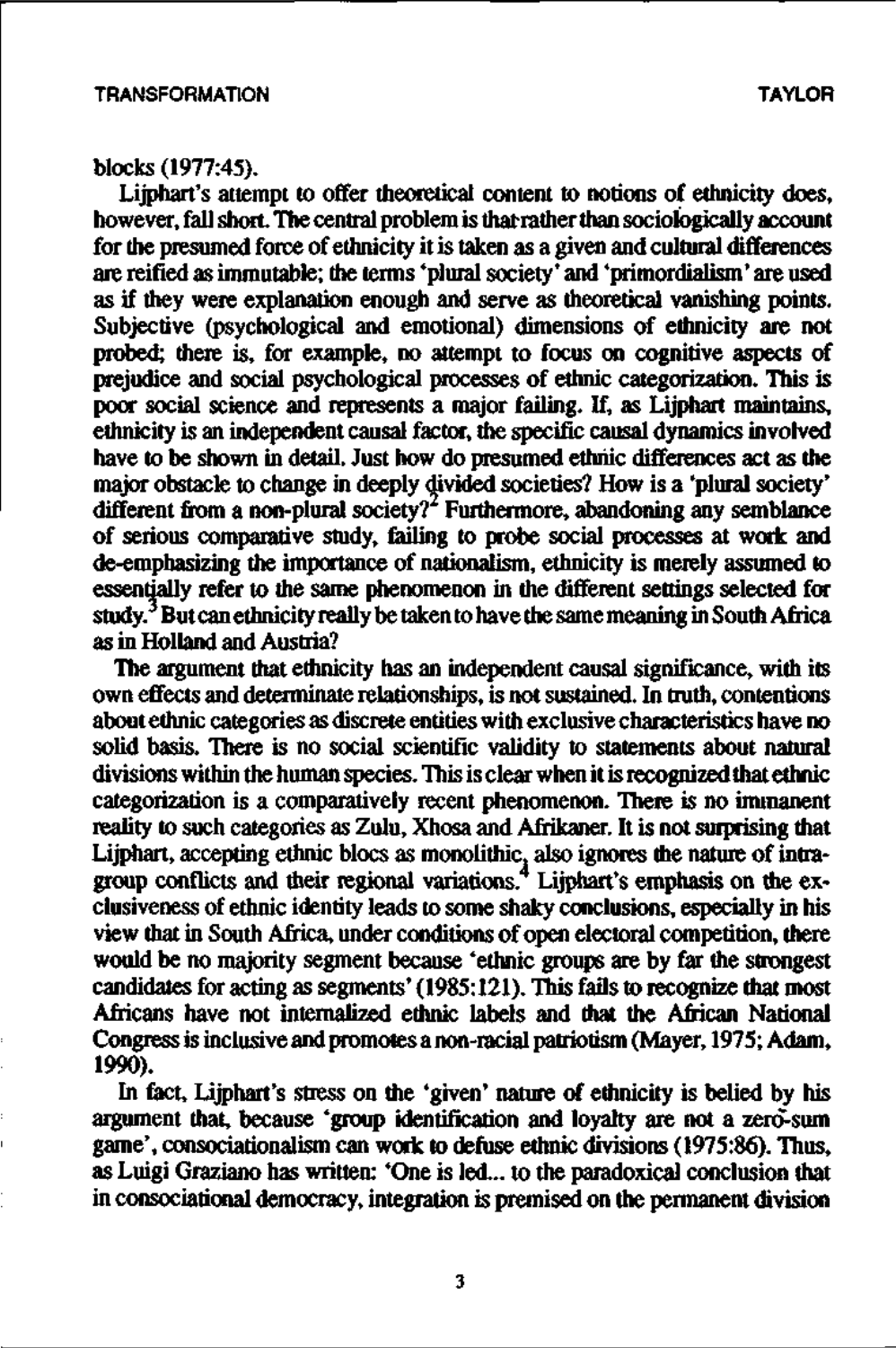blocks (1977:45).

Lijphart's attempt to offer theoretical content to notions of ethnicity does, however, fall short. The central problem is that rather than sociologically account for the presumed force of ethnicity it is taken as a given and cultural differences are reified as immutable; the terms 'plural society' and 'primordialism' are used as if they were explanation enough and serve as theoretical vanishing points. Subjective (psychological and emotional) dimensions of ethnicity are not probed; there is, for example, no attempt to focus on cognitive aspects of prejudice and social psychological processes of ethnic categorization. This is poor social science and represents a major failing. If, as Lijphart maintains, ethnicity is an independent causal factor, the specific causal dynamics involved have to be shown in detail. Just how do presumed ethnic differences act as the major obstacle to change in deeply divided societies? How is a 'plural society' different from a non-plural society?[2] Furthermore, abandoning any semblance of serious comparative study, failing to probe social processes at work and de-emphasizing the importance of nationalism, ethnicity is merely assumed to essentially refer to the same phenomenon in the different settings selected for study.[3] But can ethnicity really be taken to have the same meaning in South Africa as in Holland and Austria?

The argument that ethnicity has an independent causal significance, with its own effects and determinate relationships, is not sustained. In truth, contentions about ethnic categories as discrete entities with exclusive characteristics have no solid basis. There is no social scientific validity to statements about natural divisions within the human species. This is clear when it is recognized that ethnic categorization is a comparatively recent phenomenon. There is no immanent reality to such categories as Zulu, Xhosa and Afrikaner. It is not surprising that Lijphart, accepting ethnic blocs as monolithic, also ignores the nature of intra-group conflicts and their regional variations.[4] Lijphart's emphasis on the exclusiveness of ethnic identity leads to some shaky conclusions, especially in his view that in South Africa, under conditions of open electoral competition, there would be no majority segment because 'ethnic groups are by far the strongest candidates for acting as segments' (1985:121). This fails to recognize that most Africans have not internalized ethnic labels and that the African National Congress is inclusive and promotes a non-racial patriotism (Mayer, 1975; Adam, 1990).

In fact, Lijphart's stress on the 'given' nature of ethnicity is belied by his argument that, because 'group identification and loyalty are not a zero-sum game', consociationalism can work to defuse ethnic divisions (1975:86). Thus, as Luigi Graziano has written: 'One is led... to the paradoxical conclusion that in consociational democracy, integration is premised on the permanent division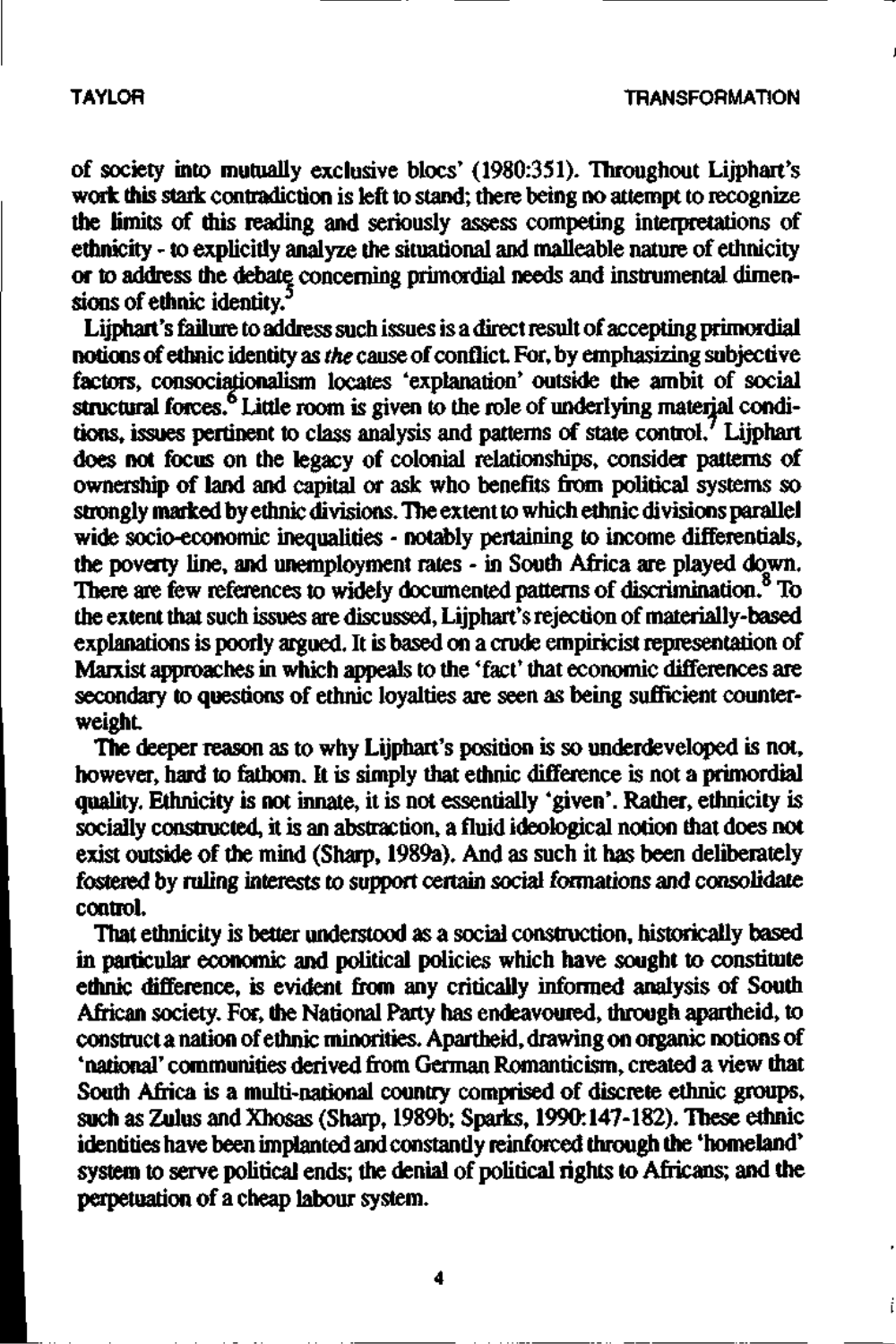of society into mutually exclusive blocs' (1980:351). Throughout Lijphart's work this stark contradiction is left to stand; there being no attempt to recognize the limits of this reading and seriously assess competing interpretations of ethnicity - to explicitly analyze the situational and malleable nature of ethnicity or to address the debate concerning primordial needs and instrumental dimensions of ethnic identity.[5]

Lijphart's failure to address such issues is a direct result of accepting primordial notions of ethnic identity as *the* cause of conflict. For, by emphasizing subjective factors, consociationalism locates 'explanation' outside the ambit of social structural forces.[6] Little room is given to the role of underlying material conditions, issues pertinent to class analysis and patterns of state control.[7] Lijphart does not focus on the legacy of colonial relationships, consider patterns of ownership of land and capital or ask who benefits from political systems so strongly marked by ethnic divisions. The extent to which ethnic divisions parallel wide socio-economic inequalities - notably pertaining to income differentials, the poverty line, and unemployment rates - in South Africa are played down. There are few references to widely documented patterns of discrimination.[8] To the extent that such issues are discussed, Lijphart's rejection of materially-based explanations is poorly argued. It is based on a crude empiricist representation of Marxist approaches in which appeals to the 'fact' that economic differences are secondary to questions of ethnic loyalties are seen as being sufficient counterweight.

The deeper reason as to why Lijphart's position is so underdeveloped is not, however, hard to fathom. It is simply that ethnic difference is not a primordial quality. Ethnicity is not innate, it is not essentially 'given'. Rather, ethnicity is socially constructed, it is an abstraction, a fluid ideological notion that does not exist outside of the mind (Sharp, 1989a). And as such it has been deliberately fostered by ruling interests to support certain social formations and consolidate control.

That ethnicity is better understood as a social construction, historically based in particular economic and political policies which have sought to constitute ethnic difference, is evident from any critically informed analysis of South African society. For, the National Party has endeavoured, through apartheid, to construct a nation of ethnic minorities. Apartheid, drawing on organic notions of 'national' communities derived from German Romanticism, created a view that South Africa is a multi-national country comprised of discrete ethnic groups, such as Zulus and Xhosas (Sharp, 1989b; Sparks, 1990:147-182). These ethnic identities have been implanted and constantly reinforced through the 'homeland' system to serve political ends; the denial of political rights to Africans; and the perpetuation of a cheap labour system.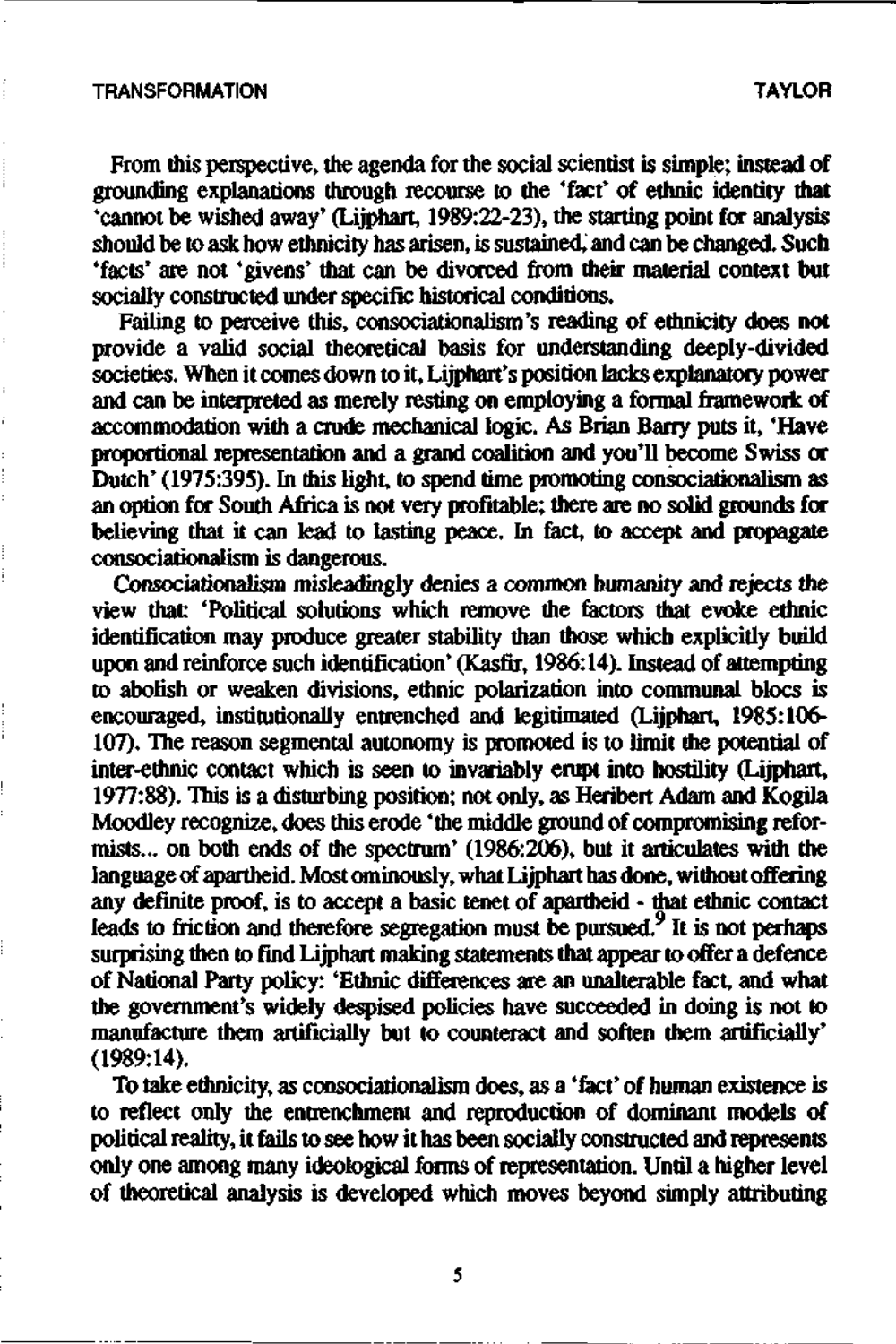From this perspective, the agenda for the social scientist is simple; instead of grounding explanations through recourse to the 'fact' of ethnic identity that 'cannot be wished away' (Lijphart, 1989:22-23), the starting point for analysis should be to ask how ethnicity has arisen, is sustained, and can be changed. Such 'facts' are not 'givens' that can be divorced from their material context but socially constructed under specific historical conditions.

Failing to perceive this, consociationalism's reading of ethnicity does not provide a valid social theoretical basis for understanding deeply-divided societies. When it comes down to it, Lijphart's position lacks explanatory power and can be interpreted as merely resting on employing a formal framework of accommodation with a crude mechanical logic. As Brian Barry puts it, 'Have proportional representation and a grand coalition and you'll become Swiss or Dutch' (1975:395). In this light, to spend time promoting consociationalism as an option for South Africa is not very profitable; there are no solid grounds for believing that it can lead to lasting peace. In fact, to accept and propagate consociationalism is dangerous.

Consociationalism misleadingly denies a common humanity and rejects the view that: 'Political solutions which remove the factors that evoke ethnic identification may produce greater stability than those which explicitly build upon and reinforce such identification' (Kasfir, 1986:14). Instead of attempting to abolish or weaken divisions, ethnic polarization into communal blocs is encouraged, institutionally entrenched and legitimated (Lijphart, 1985:106-107). The reason segmental autonomy is promoted is to limit the potential of inter-ethnic contact which is seen to invariably erupt into hostility (Lijphart, 1977:88). This is a disturbing position; not only, as Heribert Adam and Kogila Moodley recognize, does this erode 'the middle ground of compromising reformists... on both ends of the spectrum' (1986:206), but it articulates with the language of apartheid. Most ominously, what Lijphart has done, without offering any definite proof, is to accept a basic tenet of apartheid - that ethnic contact leads to friction and therefore segregation must be pursued.[9] It is not perhaps surprising then to find Lijphart making statements that appear to offer a defence of National Party policy: 'Ethnic differences are an unalterable fact, and what the government's widely despised policies have succeeded in doing is not to manufacture them artificially but to counteract and soften them artificially' (1989:14).

To take ethnicity, as consociationalism does, as a 'fact' of human existence is to reflect only the entrenchment and reproduction of dominant models of political reality, it fails to see how it has been socially constructed and represents only one among many ideological forms of representation. Until a higher level of theoretical analysis is developed which moves beyond simply attributing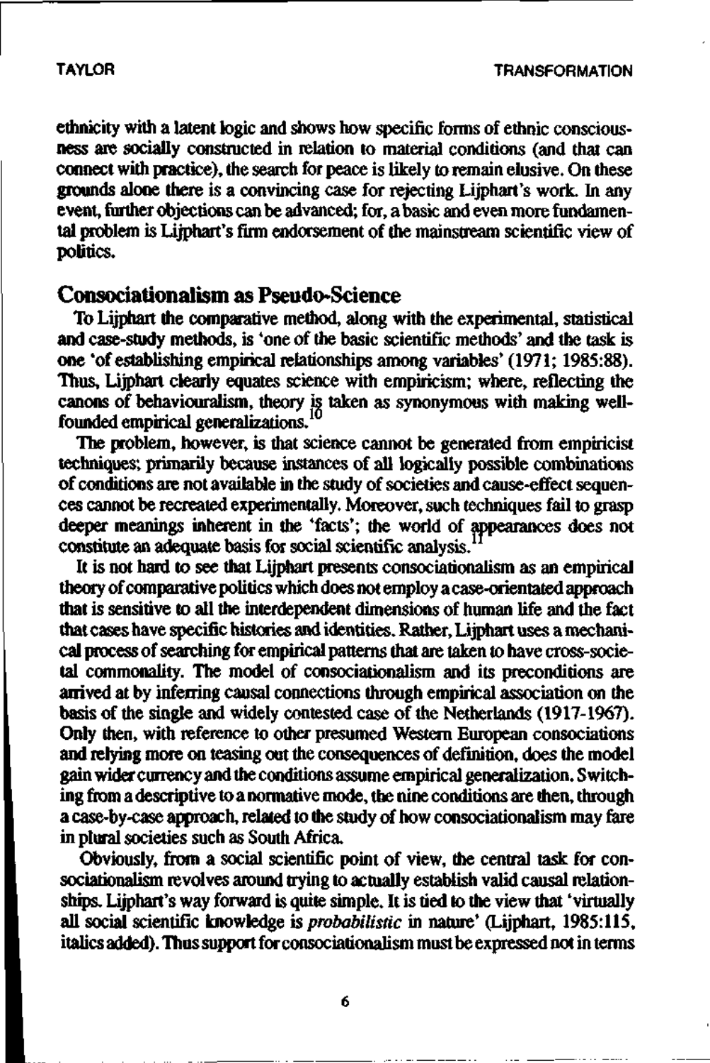ethnicity with a latent logic and shows how specific forms of ethnic consciousness are socially constructed in relation to material conditions (and that can connect with practice), the search for peace is likely to remain elusive. On these grounds alone there is a convincing case for rejecting Lijphart's work. In any event, further objections can be advanced; for, a basic and even more fundamental problem is Lijphart's firm endorsement of the mainstream scientific view of politics.

## Consociationalism as Pseudo-Science

To Lijphart the comparative method, along with the experimental, statistical and case-study methods, is 'one of the basic scientific methods' and the task is one 'of establishing empirical relationships among variables' (1971; 1985:88). Thus, Lijphart clearly equates science with empiricism; where, reflecting the canons of behaviouralism, theory is taken as synonymous with making well-founded empirical generalizations.[10]

The problem, however, is that science cannot be generated from empiricist techniques; primarily because instances of all logically possible combinations of conditions are not available in the study of societies and cause-effect sequences cannot be recreated experimentally. Moreover, such techniques fail to grasp deeper meanings inherent in the 'facts'; the world of appearances does not constitute an adequate basis for social scientific analysis.[11]

It is not hard to see that Lijphart presents consociationalism as an empirical theory of comparative politics which does not employ a case-orientated approach that is sensitive to all the interdependent dimensions of human life and the fact that cases have specific histories and identities. Rather, Lijphart uses a mechanical process of searching for empirical patterns that are taken to have cross-societal commonality. The model of consociationalism and its preconditions are arrived at by inferring causal connections through empirical association on the basis of the single and widely contested case of the Netherlands (1917-1967). Only then, with reference to other presumed Western European consociations and relying more on teasing out the consequences of definition, does the model gain wider currency and the conditions assume empirical generalization. Switching from a descriptive to a normative mode, the nine conditions are then, through a case-by-case approach, related to the study of how consociationalism may fare in plural societies such as South Africa.

Obviously, from a social scientific point of view, the central task for consociationalism revolves around trying to actually establish valid causal relationships. Lijphart's way forward is quite simple. It is tied to the view that 'virtually all social scientific knowledge is *probabilistic* in nature' (Lijphart, 1985:115, italics added). Thus support for consociationalism must be expressed not in terms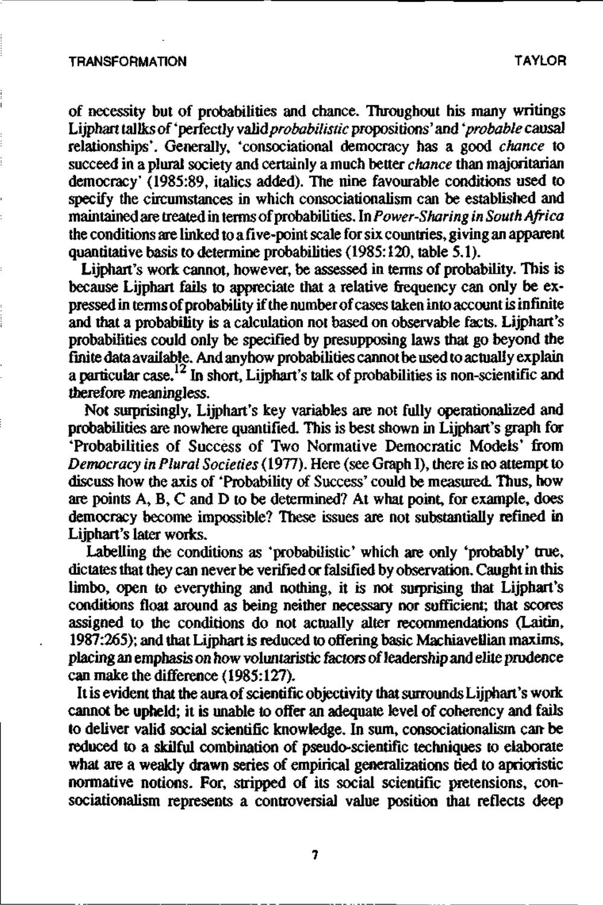of necessity but of probabilities and chance. Throughout his many writings Lijphart tallks of 'perfectly valid *probabilistic* propositions' and '*probable* causal relationships'. Generally, 'consociational democracy has a good *chance* to succeed in a plural society and certainly a much better *chance* than majoritarian democracy' (1985:89, italics added). The nine favourable conditions used to specify the circumstances in which consociationalism can be established and maintained are treated in terms of probabilities. In *Power-Sharing in South Africa* the conditions are linked to a five-point scale for six countries, giving an apparent quantitative basis to determine probabilities (1985:120, table 5.1).

Lijphart's work cannot, however, be assessed in terms of probability. This is because Lijphart fails to appreciate that a relative frequency can only be expressed in terms of probability if the number of cases taken into account is infinite and that a probability is a calculation not based on observable facts. Lijphart's probabilities could only be specified by presupposing laws that go beyond the finite data available. And anyhow probabilities cannot be used to actually explain a particular case.[12] In short, Lijphart's talk of probabilities is non-scientific and therefore meaningless.

Not surprisingly, Lijphart's key variables are not fully operationalized and probabilities are nowhere quantified. This is best shown in Lijphart's graph for 'Probabilities of Success of Two Normative Democratic Models' from *Democracy in Plural Societies* (1977). Here (see Graph I), there is no attempt to discuss how the axis of 'Probability of Success' could be measured. Thus, how are points A, B, C and D to be determined? At what point, for example, does democracy become impossible? These issues are not substantially refined in Lijphart's later works.

Labelling the conditions as 'probabilistic' which are only 'probably' true, dictates that they can never be verified or falsified by observation. Caught in this limbo, open to everything and nothing, it is not surprising that Lijphart's conditions float around as being neither necessary nor sufficient; that scores assigned to the conditions do not actually alter recommendations (Laitin, 1987:265); and that Lijphart is reduced to offering basic Machiavellian maxims, placing an emphasis on how voluntaristic factors of leadership and elite prudence can make the difference (1985:127).

It is evident that the aura of scientific objectivity that surrounds Lijphart's work cannot be upheld; it is unable to offer an adequate level of coherency and fails to deliver valid social scientific knowledge. In sum, consociationalism can be reduced to a skilful combination of pseudo-scientific techniques to elaborate what are a weakly drawn series of empirical generalizations tied to aprioristic normative notions. For, stripped of its social scientific pretensions, consociationalism represents a controversial value position that reflects deep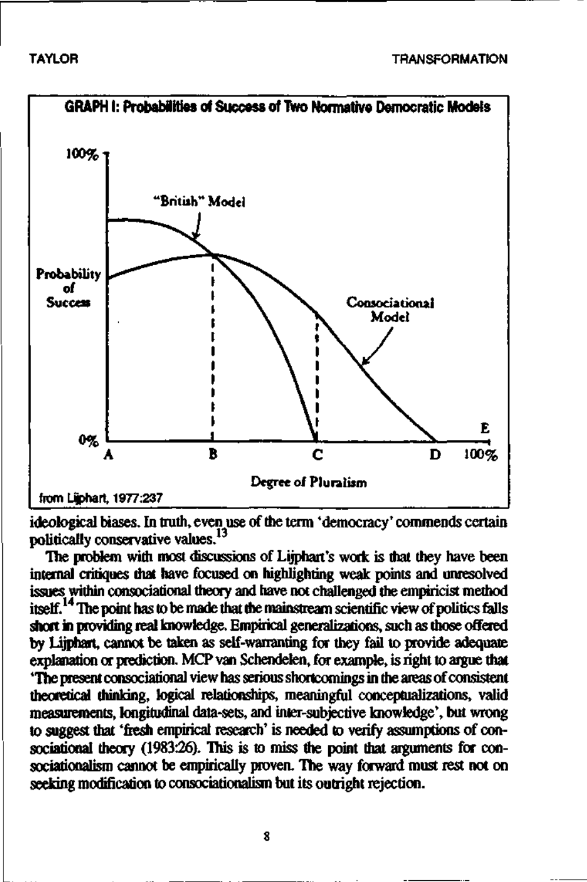**GRAPH I: Probabilities of Success of Two Normative Democratic Models**

from Lijphart, 1977:237

ideological biases. In truth, even use of the term 'democracy' commends certain politically conservative values.[13]

The problem with most discussions of Lijphart's work is that they have been internal critiques that have focused on highlighting weak points and unresolved issues within consociational theory and have not challenged the empiricist method itself.[14] The point has to be made that the mainstream scientific view of politics falls short in providing real knowledge. Empirical generalizations, such as those offered by Lijphart, cannot be taken as self-warranting for they fail to provide adequate explanation or prediction. MCP van Schendelen, for example, is right to argue that 'The present consociational view has serious shortcomings in the areas of consistent theoretical thinking, logical relationships, meaningful conceptualizations, valid measurements, longitudinal data-sets, and inter-subjective knowledge', but wrong to suggest that 'fresh empirical research' is needed to verify assumptions of consociational theory (1983:26). This is to miss the point that arguments for consociationalism cannot be empirically proven. The way forward must rest not on seeking modification to consociationalism but its outright rejection.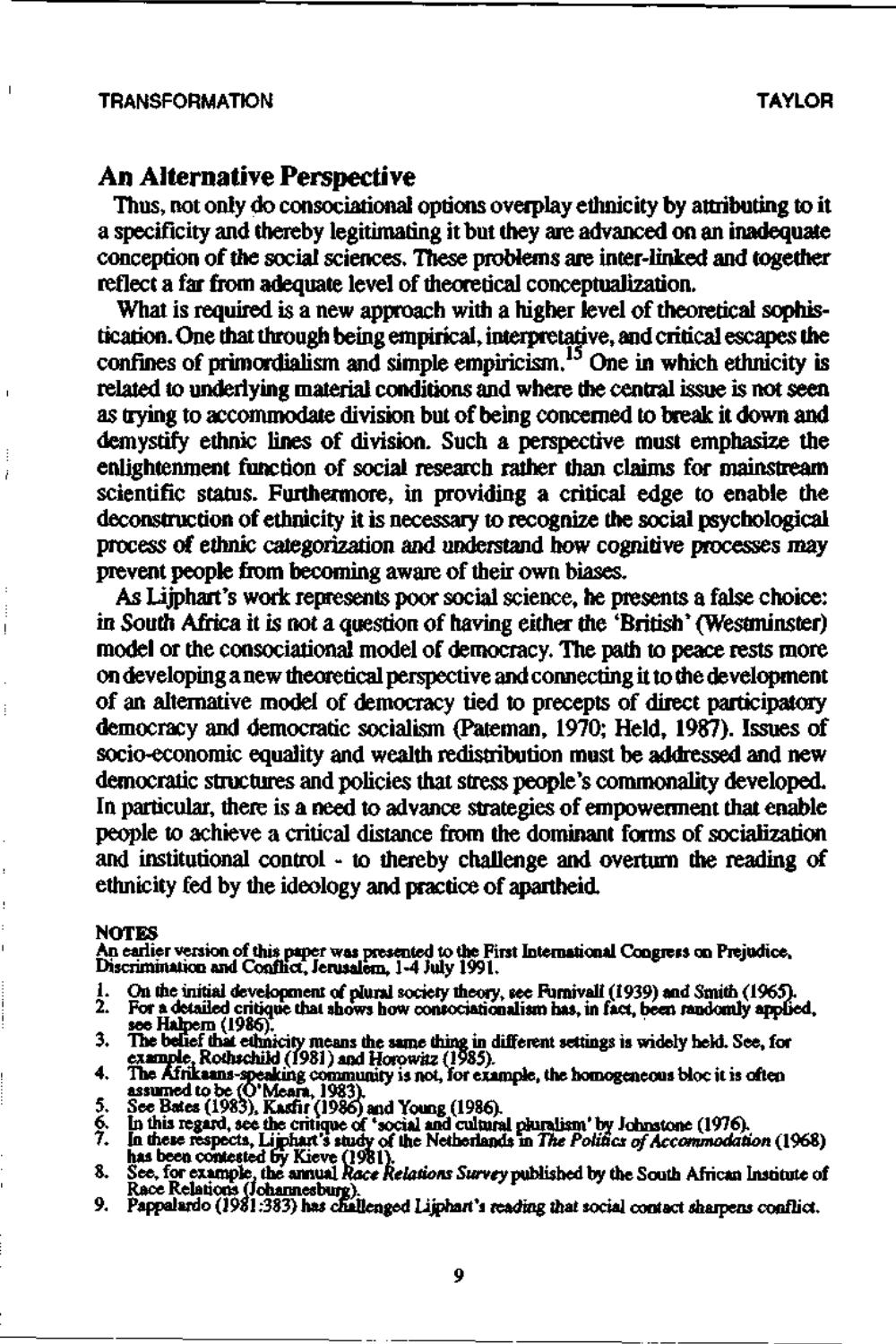## An Alternative Perspective

Thus, not only do consociational options overplay ethnicity by attributing to it a specificity and thereby legitimating it but they are advanced on an inadequate conception of the social sciences. These problems are inter-linked and together reflect a far from adequate level of theoretical conceptualization.

What is required is a new approach with a higher level of theoretical sophistication. One that through being empirical, interpretative, and critical escapes the confines of primordialism and simple empiricism.[15] One in which ethnicity is related to underlying material conditions and where the central issue is not seen as trying to accommodate division but of being concerned to break it down and demystify ethnic lines of division. Such a perspective must emphasize the enlightenment function of social research rather than claims for mainstream scientific status. Furthermore, in providing a critical edge to enable the deconstruction of ethnicity it is necessary to recognize the social psychological process of ethnic categorization and understand how cognitive processes may prevent people from becoming aware of their own biases.

As Lijphart's work represents poor social science, he presents a false choice: in South Africa it is not a question of having either the 'British' (Westminster) model or the consociational model of democracy. The path to peace rests more on developing a new theoretical perspective and connecting it to the development of an alternative model of democracy tied to precepts of direct participatory democracy and democratic socialism (Pateman, 1970; Held, 1987). Issues of socio-economic equality and wealth redistribution must be addressed and new democratic structures and policies that stress people's commonality developed. In particular, there is a need to advance strategies of empowerment that enable people to achieve a critical distance from the dominant forms of socialization and institutional control - to thereby challenge and overturn the reading of ethnicity fed by the ideology and practice of apartheid.

**NOTES**

An earlier version of this paper was presented to the First International Congress on Prejudice, Discrimination and Conflict, Jerusalem, 1-4 July 1991.

1. On the initial development of plural society theory, see Furnivall (1939) and Smith (1965).
2. For a detailed critique that shows how consociationalism has, in fact, been randomly applied, see Halpern (1986).
3. The belief that ethnicity means the same thing in different settings is widely held. See, for example, Rothschild (1981) and Horowitz (1985).
4. The Afrikaans-speaking community is not, for example, the homogeneous bloc it is often assumed to be (O'Meara, 1983).
5. See Bates (1983), Kasfir (1986) and Young (1986).
6. In this regard, see the critique of 'social and cultural pluralism' by Johnstone (1976).
7. In these respects, Lijphart's study of the Netherlands in *The Politics of Accommodation* (1968) has been contested by Kieve (1981).
8. See, for example, the annual *Race Relations Survey* published by the South African Institute of Race Relations (Johannesburg).
9. Pappalardo (1981:383) has challenged Lijphart's reading that social contact sharpens conflict.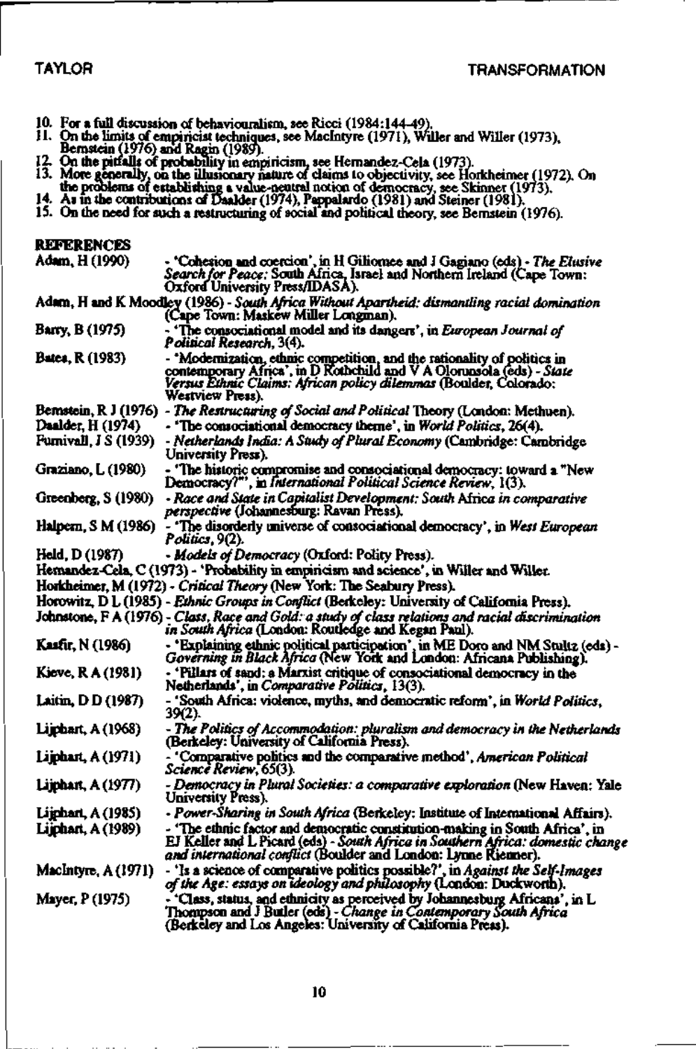10. For a full discussion of behaviouralism, see Ricci (1984:144-49).
11. On the limits of empiricist techniques, see MacIntyre (1971), Willer and Willer (1973), Bernstein (1976) and Ragin (1989).
12. On the pitfalls of probability in empiricism, see Hernandez-Cela (1973).
13. More generally, on the illusionary nature of claims to objectivity, see Horkheimer (1972). On the problems of establishing a value-neutral notion of democracy, see Skinner (1973).
14. As in the contributions of Daalder (1974), Pappalardo (1981) and Steiner (1981).
15. On the need for such a restructuring of social and political theory, see Bernstein (1976).

## REFERENCES

Adam, H (1990) - 'Cohesion and coercion', in H Giliomee and J Gagiano (eds) - *The Elusive Search for Peace:* South Africa, Israel and Northern Ireland (Cape Town: Oxford University Press/IDASA).

Adam, H and K Moodley (1986) - *South Africa Without Apartheid: dismantling racial domination* (Cape Town: Maskew Miller Longman).

Barry, B (1975) - 'The consociational model and its dangers', in *European Journal of Political Research*, 3(4).

Bates, R (1983) - 'Modernization, ethnic competition, and the rationality of politics in contemporary Africa', in D Rothchild and V A Olorunsola (eds) - *State Versus Ethnic Claims: African policy dilemmas* (Boulder, Colorado: Westview Press).

Bernstein, R J (1976) - *The Restructuring of Social and Political* Theory (London: Methuen).

Daalder, H (1974) - 'The consociational democracy theme', in *World Politics*, 26(4).

Furnivall, J S (1939) - *Netherlands India: A Study of Plural Economy* (Cambridge: Cambridge University Press).

Graziano, L (1980) - 'The historic compromise and consociational democracy: toward a "New Democracy?"', in *International Political Science Review*, 1(3).

Greenberg, S (1980) - *Race and State in Capitalist Development: South* Africa *in comparative perspective* (Johannesburg: Ravan Press).

Halpern, S M (1986) - 'The disorderly universe of consociational democracy', in *West European Politics*, 9(2).

Held, D (1987) - *Models of Democracy* (Oxford: Polity Press).

Hernandez-Cela, C (1973) - 'Probability in empiricism and science', in Willer and Willer.

Horkheimer, M (1972) - *Critical Theory* (New York: The Seabury Press).

Horowitz, D L (1985) - *Ethnic Groups in Conflict* (Berkeley: University of California Press).

Johnstone, F A (1976) - *Class, Race and Gold: a study of class relations and racial discrimination in South Africa* (London: Routledge and Kegan Paul).

Kasfir, N (1986) - 'Explaining ethnic political participation', in ME Doro and NM Stultz (eds) - *Governing in Black Africa* (New York and London: Africana Publishing).

Kieve, R A (1981) - 'Pillars of sand: a Marxist critique of consociational democracy in the Netherlands', in *Comparative Politics*, 13(3).

Laitin, D D (1987) - 'South Africa: violence, myths, and democratic reform', in *World Politics*, 39(2).

Lijphart, A (1968) - *The Politics of Accommodation: pluralism and democracy in the Netherlands* (Berkeley: University of California Press).

Lijphart, A (1971) - 'Comparative politics and the comparative method', *American Political Science Review*, 65(3).

Lijphart, A (1977) - *Democracy in Plural Societies: a comparative exploration* (New Haven: Yale University Press).

Lijphart, A (1985) - *Power-Sharing in South Africa* (Berkeley: Institute of International Affairs).

Lijphart, A (1989) - 'The ethnic factor and democratic constitution-making in South Africa', in EJ Keller and L Picard (eds) - *South Africa in Southern Africa: domestic change and international conflict* (Boulder and London: Lynne Rienner).

MacIntyre, A (1971) - 'Is a science of comparative politics possible?', in *Against the Self-Images of the Age: essays on ideology and philosophy* (London: Duckworth).

Mayer, P (1975) - 'Class, status, and ethnicity as perceived by Johannesburg Africans', in L Thompson and J Butler (eds) - *Change in Contemporary South Africa* (Berkeley and Los Angeles: University of California Press).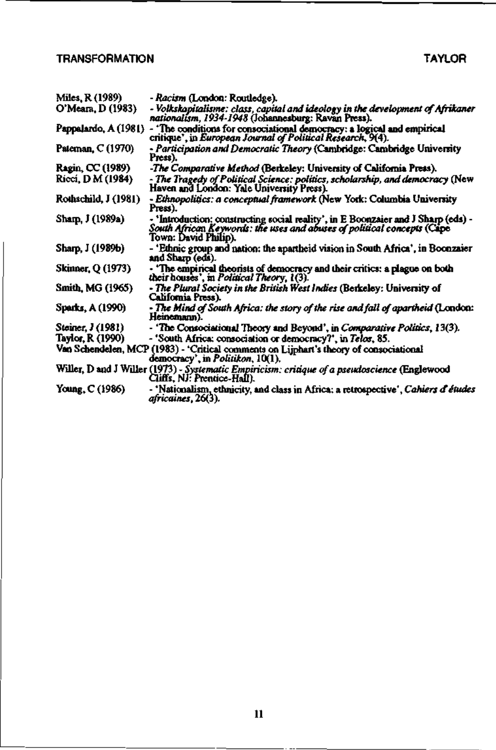Miles, R (1989) - *Racism* (London: Routledge).

O'Meara, D (1983) - *Volkskapitalisme: class, capital and ideology in the development of Afrikaner nationalism, 1934-1948* (Johannesburg: Ravan Press).

Pappalardo, A (1981) - 'The conditions for consociational democracy: a logical and empirical critique', in *European Journal of Political Research*, 9(4).

Pateman, C (1970) - *Participation and Democratic Theory* (Cambridge: Cambridge University Press).

Ragin, CC (1989) -*The Comparative Method* (Berkeley: University of California Press).

Ricci, D M (1984) - *The Tragedy of Political Science: politics, scholarship, and democracy* (New Haven and London: Yale University Press).

Rothschild, J (1981) - *Ethnopolitics: a conceptual framework* (New York: Columbia University Press).

Sharp, J (1989a) - 'Introduction: constructing social reality', in E Boonzaier and J Sharp (eds) - *South African Keywords: the uses and abuses of political concepts* (Cape Town: David Philip).

Sharp, J (1989b) - 'Ethnic group and nation: the apartheid vision in South Africa', in Boonzaier and Sharp (eds).

Skinner, Q (1973) - 'The empirical theorists of democracy and their critics: a plague on both their houses', in *Political Theory*, 1(3).

Smith, MG (1965) - *The Plural Society in the British West Indies* (Berkeley: University of California Press).

Sparks, A (1990) - *The Mind of South Africa: the story of the rise and fall of apartheid* (London: Heinemann).

Steiner, J (1981) - 'The Consociational Theory and Beyond', in *Comparative Politics*, 13(3).

Taylor, R (1990) - 'South Africa: consociation or democracy?', in *Telos*, 85.

Van Schendelen, MCP (1983) - 'Critical comments on Lijphart's theory of consociational democracy', in *Politikon*, 10(1).

Willer, D and J Willer (1973) - *Systematic Empiricism: critique of a pseudoscience* (Englewood Cliffs, NJ: Prentice-Hall).

Young, C (1986) - 'Nationalism, ethnicity, and class in Africa: a retrospective', *Cahiers d'études africaines*, 26(3).